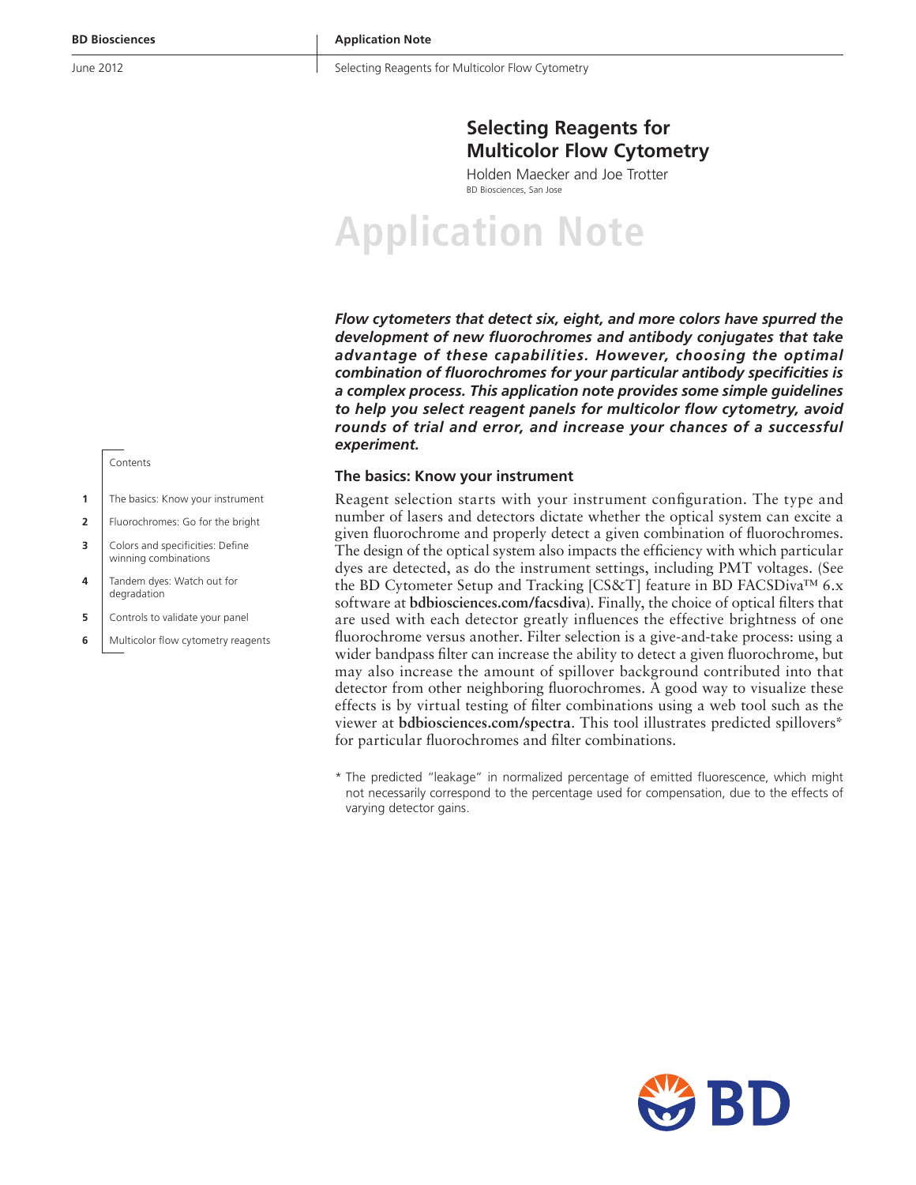# Selecting Reagents for Multicolor Flow Cytometry

Holden Maecker and Joe Trotter

BD Biosciences, San Jose

## Application Note

***Flow cytometers that detect six, eight, and more colors have spurred the development of new fluorochromes and antibody conjugates that take advantage of these capabilities. However, choosing the optimal combination of fluorochromes for your particular antibody specificities is a complex process. This application note provides some simple guidelines to help you select reagent panels for multicolor flow cytometry, avoid rounds of trial and error, and increase your chances of a successful experiment.***

Contents

1. The basics: Know your instrument
2. Fluorochromes: Go for the bright
3. Colors and specificities: Define winning combinations
4. Tandem dyes: Watch out for degradation
5. Controls to validate your panel
6. Multicolor flow cytometry reagents

### The basics: Know your instrument

Reagent selection starts with your instrument configuration. The type and number of lasers and detectors dictate whether the optical system can excite a given fluorochrome and properly detect a given combination of fluorochromes. The design of the optical system also impacts the efficiency with which particular dyes are detected, as do the instrument settings, including PMT voltages. (See the BD Cytometer Setup and Tracking [CS&T] feature in BD FACSDiva™ 6.x software at **bdbiosciences.com/facsdiva**). Finally, the choice of optical filters that are used with each detector greatly influences the effective brightness of one fluorochrome versus another. Filter selection is a give-and-take process: using a wider bandpass filter can increase the ability to detect a given fluorochrome, but may also increase the amount of spillover background contributed into that detector from other neighboring fluorochromes. A good way to visualize these effects is by virtual testing of filter combinations using a web tool such as the viewer at **bdbiosciences.com/spectra**. This tool illustrates predicted spillovers* for particular fluorochromes and filter combinations.

\* The predicted "leakage" in normalized percentage of emitted fluorescence, which might not necessarily correspond to the percentage used for compensation, due to the effects of varying detector gains.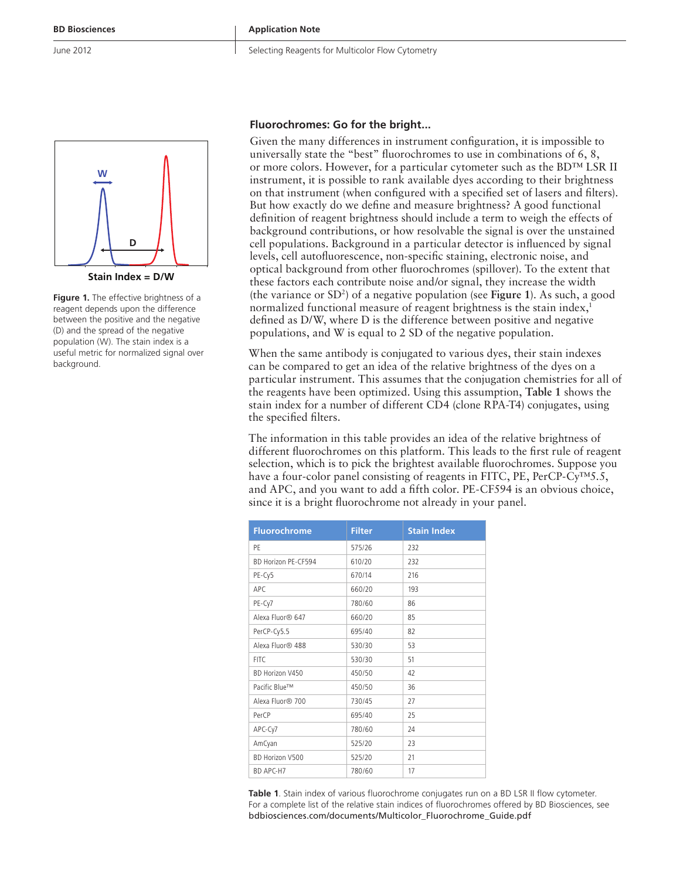Stain Index = D/W

**Figure 1.** The effective brightness of a reagent depends upon the difference between the positive and the negative (D) and the spread of the negative population (W). The stain index is a useful metric for normalized signal over background.

## Fluorochromes: Go for the bright...

Given the many differences in instrument configuration, it is impossible to universally state the "best" fluorochromes to use in combinations of 6, 8, or more colors. However, for a particular cytometer such as the BD™ LSR II instrument, it is possible to rank available dyes according to their brightness on that instrument (when configured with a specified set of lasers and filters). But how exactly do we define and measure brightness? A good functional definition of reagent brightness should include a term to weigh the effects of background contributions, or how resolvable the signal is over the unstained cell populations. Background in a particular detector is influenced by signal levels, cell autofluorescence, non-specific staining, electronic noise, and optical background from other fluorochromes (spillover). To the extent that these factors each contribute noise and/or signal, they increase the width (the variance or $SD^2$) of a negative population (see **Figure 1**). As such, a good normalized functional measure of reagent brightness is the stain index,[1] defined as D/W, where D is the difference between positive and negative populations, and W is equal to 2 SD of the negative population.

When the same antibody is conjugated to various dyes, their stain indexes can be compared to get an idea of the relative brightness of the dyes on a particular instrument. This assumes that the conjugation chemistries for all of the reagents have been optimized. Using this assumption, **Table 1** shows the stain index for a number of different CD4 (clone RPA-T4) conjugates, using the specified filters.

The information in this table provides an idea of the relative brightness of different fluorochromes on this platform. This leads to the first rule of reagent selection, which is to pick the brightest available fluorochromes. Suppose you have a four-color panel consisting of reagents in FITC, PE, PerCP-Cy™5.5, and APC, and you want to add a fifth color. PE-CF594 is an obvious choice, since it is a bright fluorochrome not already in your panel.

| Fluorochrome | Filter | Stain Index |
|---|---|---|
| PE | 575/26 | 232 |
| BD Horizon PE-CF594 | 610/20 | 232 |
| PE-Cy5 | 670/14 | 216 |
| APC | 660/20 | 193 |
| PE-Cy7 | 780/60 | 86 |
| Alexa Fluor® 647 | 660/20 | 85 |
| PerCP-Cy5.5 | 695/40 | 82 |
| Alexa Fluor® 488 | 530/30 | 53 |
| FITC | 530/30 | 51 |
| BD Horizon V450 | 450/50 | 42 |
| Pacific Blue™ | 450/50 | 36 |
| Alexa Fluor® 700 | 730/45 | 27 |
| PerCP | 695/40 | 25 |
| APC-Cy7 | 780/60 | 24 |
| AmCyan | 525/20 | 23 |
| BD Horizon V500 | 525/20 | 21 |
| BD APC-H7 | 780/60 | 17 |

**Table 1**. Stain index of various fluorochrome conjugates run on a BD LSR II flow cytometer. For a complete list of the relative stain indices of fluorochromes offered by BD Biosciences, see bdbiosciences.com/documents/Multicolor_Fluorochrome_Guide.pdf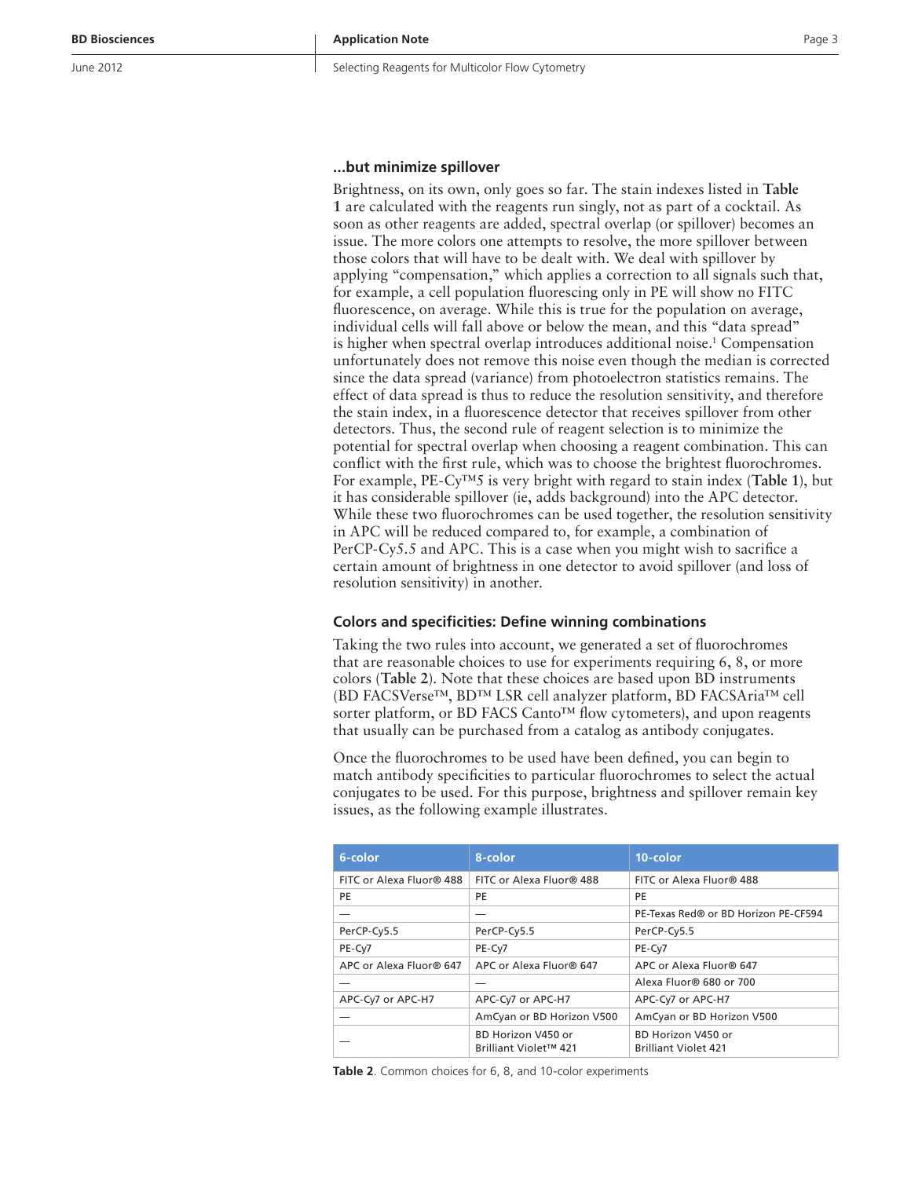### ...but minimize spillover

Brightness, on its own, only goes so far. The stain indexes listed in **Table 1** are calculated with the reagents run singly, not as part of a cocktail. As soon as other reagents are added, spectral overlap (or spillover) becomes an issue. The more colors one attempts to resolve, the more spillover between those colors that will have to be dealt with. We deal with spillover by applying "compensation," which applies a correction to all signals such that, for example, a cell population fluorescing only in PE will show no FITC fluorescence, on average. While this is true for the population on average, individual cells will fall above or below the mean, and this "data spread" is higher when spectral overlap introduces additional noise.[1] Compensation unfortunately does not remove this noise even though the median is corrected since the data spread (variance) from photoelectron statistics remains. The effect of data spread is thus to reduce the resolution sensitivity, and therefore the stain index, in a fluorescence detector that receives spillover from other detectors. Thus, the second rule of reagent selection is to minimize the potential for spectral overlap when choosing a reagent combination. This can conflict with the first rule, which was to choose the brightest fluorochromes. For example, PE-Cy™5 is very bright with regard to stain index (**Table 1**), but it has considerable spillover (ie, adds background) into the APC detector. While these two fluorochromes can be used together, the resolution sensitivity in APC will be reduced compared to, for example, a combination of PerCP-Cy5.5 and APC. This is a case when you might wish to sacrifice a certain amount of brightness in one detector to avoid spillover (and loss of resolution sensitivity) in another.

### Colors and specificities: Define winning combinations

Taking the two rules into account, we generated a set of fluorochromes that are reasonable choices to use for experiments requiring 6, 8, or more colors (**Table 2**). Note that these choices are based upon BD instruments (BD FACSVerse™, BD™ LSR cell analyzer platform, BD FACSAria™ cell sorter platform, or BD FACS Canto™ flow cytometers), and upon reagents that usually can be purchased from a catalog as antibody conjugates.

Once the fluorochromes to be used have been defined, you can begin to match antibody specificities to particular fluorochromes to select the actual conjugates to be used. For this purpose, brightness and spillover remain key issues, as the following example illustrates.

| 6-color | 8-color | 10-color |
|---|---|---|
| FITC or Alexa Fluor® 488 | FITC or Alexa Fluor® 488 | FITC or Alexa Fluor® 488 |
| PE | PE | PE |
| — | — | PE-Texas Red® or BD Horizon PE-CF594 |
| PerCP-Cy5.5 | PerCP-Cy5.5 | PerCP-Cy5.5 |
| PE-Cy7 | PE-Cy7 | PE-Cy7 |
| APC or Alexa Fluor® 647 | APC or Alexa Fluor® 647 | APC or Alexa Fluor® 647 |
| — | — | Alexa Fluor® 680 or 700 |
| APC-Cy7 or APC-H7 | APC-Cy7 or APC-H7 | APC-Cy7 or APC-H7 |
| — | AmCyan or BD Horizon V500 | AmCyan or BD Horizon V500 |
| — | BD Horizon V450 or Brilliant Violet™ 421 | BD Horizon V450 or Brilliant Violet 421 |

**Table 2**. Common choices for 6, 8, and 10-color experiments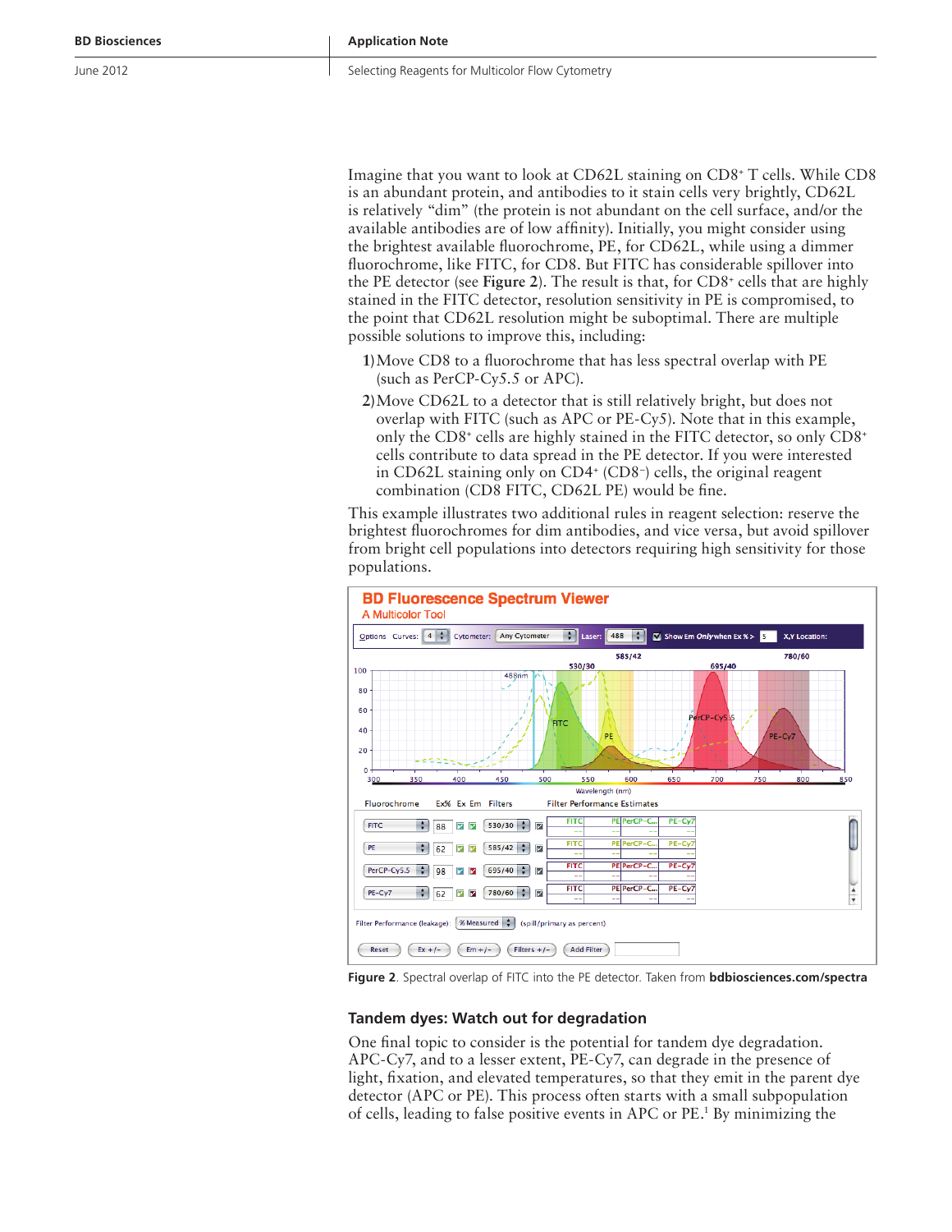Imagine that you want to look at CD62L staining on CD8+ T cells. While CD8 is an abundant protein, and antibodies to it stain cells very brightly, CD62L is relatively "dim" (the protein is not abundant on the cell surface, and/or the available antibodies are of low affinity). Initially, you might consider using the brightest available fluorochrome, PE, for CD62L, while using a dimmer fluorochrome, like FITC, for CD8. But FITC has considerable spillover into the PE detector (see **Figure 2**). The result is that, for CD8+ cells that are highly stained in the FITC detector, resolution sensitivity in PE is compromised, to the point that CD62L resolution might be suboptimal. There are multiple possible solutions to improve this, including:

1) Move CD8 to a fluorochrome that has less spectral overlap with PE (such as PerCP-Cy5.5 or APC).
2) Move CD62L to a detector that is still relatively bright, but does not overlap with FITC (such as APC or PE-Cy5). Note that in this example, only the CD8+ cells are highly stained in the FITC detector, so only CD8+ cells contribute to data spread in the PE detector. If you were interested in CD62L staining only on CD4+ (CD8–) cells, the original reagent combination (CD8 FITC, CD62L PE) would be fine.

This example illustrates two additional rules in reagent selection: reserve the brightest fluorochromes for dim antibodies, and vice versa, but avoid spillover from bright cell populations into detectors requiring high sensitivity for those populations.

**Figure 2**. Spectral overlap of FITC into the PE detector. Taken from **bdbiosciences.com/spectra**

## Tandem dyes: Watch out for degradation

One final topic to consider is the potential for tandem dye degradation. APC-Cy7, and to a lesser extent, PE-Cy7, can degrade in the presence of light, fixation, and elevated temperatures, so that they emit in the parent dye detector (APC or PE). This process often starts with a small subpopulation of cells, leading to false positive events in APC or PE.[1] By minimizing the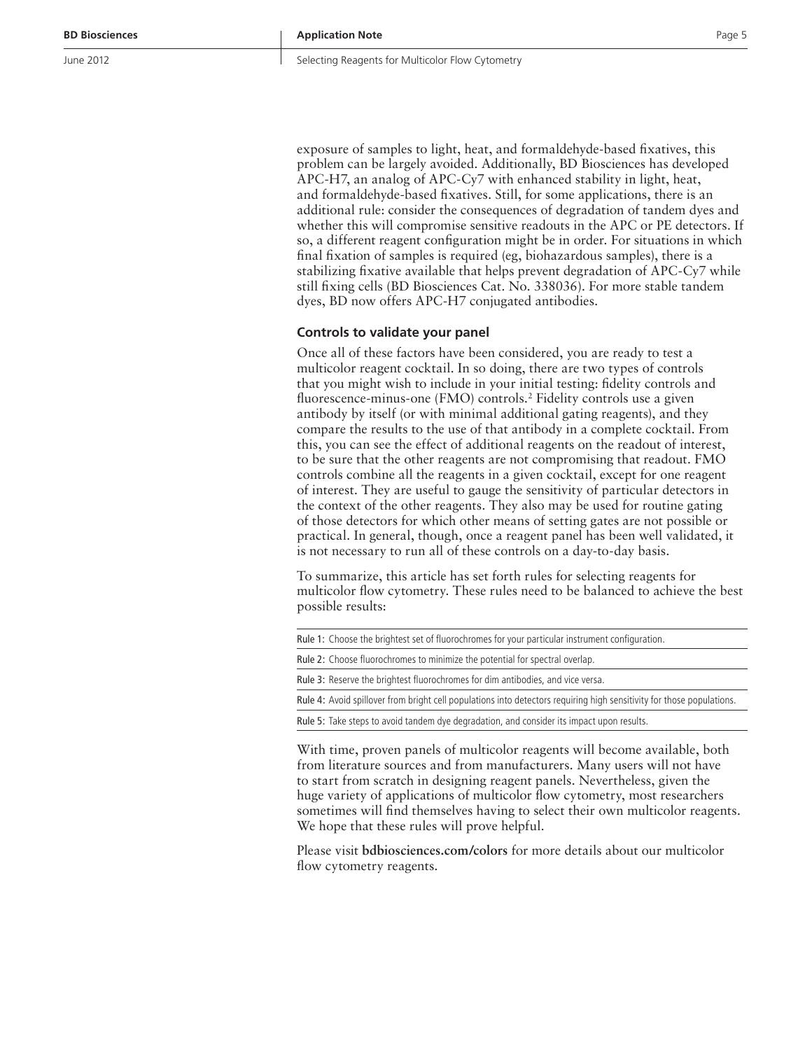exposure of samples to light, heat, and formaldehyde-based fixatives, this problem can be largely avoided. Additionally, BD Biosciences has developed APC-H7, an analog of APC-Cy7 with enhanced stability in light, heat, and formaldehyde-based fixatives. Still, for some applications, there is an additional rule: consider the consequences of degradation of tandem dyes and whether this will compromise sensitive readouts in the APC or PE detectors. If so, a different reagent configuration might be in order. For situations in which final fixation of samples is required (eg, biohazardous samples), there is a stabilizing fixative available that helps prevent degradation of APC-Cy7 while still fixing cells (BD Biosciences Cat. No. 338036). For more stable tandem dyes, BD now offers APC-H7 conjugated antibodies.

### Controls to validate your panel

Once all of these factors have been considered, you are ready to test a multicolor reagent cocktail. In so doing, there are two types of controls that you might wish to include in your initial testing: fidelity controls and fluorescence-minus-one (FMO) controls.[2] Fidelity controls use a given antibody by itself (or with minimal additional gating reagents), and they compare the results to the use of that antibody in a complete cocktail. From this, you can see the effect of additional reagents on the readout of interest, to be sure that the other reagents are not compromising that readout. FMO controls combine all the reagents in a given cocktail, except for one reagent of interest. They are useful to gauge the sensitivity of particular detectors in the context of the other reagents. They also may be used for routine gating of those detectors for which other means of setting gates are not possible or practical. In general, though, once a reagent panel has been well validated, it is not necessary to run all of these controls on a day-to-day basis.

To summarize, this article has set forth rules for selecting reagents for multicolor flow cytometry. These rules need to be balanced to achieve the best possible results:

| |
|---|
| Rule 1: Choose the brightest set of fluorochromes for your particular instrument configuration. |
| Rule 2: Choose fluorochromes to minimize the potential for spectral overlap. |
| Rule 3: Reserve the brightest fluorochromes for dim antibodies, and vice versa. |
| Rule 4: Avoid spillover from bright cell populations into detectors requiring high sensitivity for those populations. |
| Rule 5: Take steps to avoid tandem dye degradation, and consider its impact upon results. |

With time, proven panels of multicolor reagents will become available, both from literature sources and from manufacturers. Many users will not have to start from scratch in designing reagent panels. Nevertheless, given the huge variety of applications of multicolor flow cytometry, most researchers sometimes will find themselves having to select their own multicolor reagents. We hope that these rules will prove helpful.

Please visit **bdbiosciences.com/colors** for more details about our multicolor flow cytometry reagents.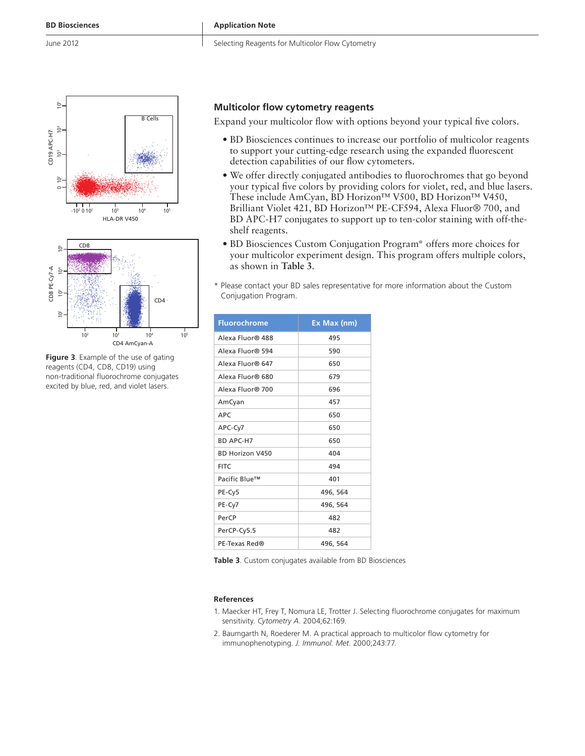Figure 3. Example of the use of gating reagents (CD4, CD8, CD19) using non-traditional fluorochrome conjugates excited by blue, red, and violet lasers.

## Multicolor flow cytometry reagents

Expand your multicolor flow with options beyond your typical five colors.

- BD Biosciences continues to increase our portfolio of multicolor reagents to support your cutting-edge research using the expanded fluorescent detection capabilities of our flow cytometers.
- We offer directly conjugated antibodies to fluorochromes that go beyond your typical five colors by providing colors for violet, red, and blue lasers. These include AmCyan, BD Horizon™ V500, BD Horizon™ V450, Brilliant Violet 421, BD Horizon™ PE-CF594, Alexa Fluor® 700, and BD APC-H7 conjugates to support up to ten-color staining with off-the-shelf reagents.
- BD Biosciences Custom Conjugation Program* offers more choices for your multicolor experiment design. This program offers multiple colors, as shown in **Table 3**.

\* Please contact your BD sales representative for more information about the Custom Conjugation Program.

| Fluorochrome | Ex Max (nm) |
|---|---|
| Alexa Fluor® 488 | 495 |
| Alexa Fluor® 594 | 590 |
| Alexa Fluor® 647 | 650 |
| Alexa Fluor® 680 | 679 |
| Alexa Fluor® 700 | 696 |
| AmCyan | 457 |
| APC | 650 |
| APC-Cy7 | 650 |
| BD APC-H7 | 650 |
| BD Horizon V450 | 404 |
| FITC | 494 |
| Pacific Blue™ | 401 |
| PE-Cy5 | 496, 564 |
| PE-Cy7 | 496, 564 |
| PerCP | 482 |
| PerCP-Cy5.5 | 482 |
| PE-Texas Red® | 496, 564 |

**Table 3**. Custom conjugates available from BD Biosciences

### References

1. Maecker HT, Frey T, Nomura LE, Trotter J. Selecting fluorochrome conjugates for maximum sensitivity. *Cytometry A*. 2004;62:169.
2. Baumgarth N, Roederer M. A practical approach to multicolor flow cytometry for immunophenotyping. *J. Immunol. Met*. 2000;243:77.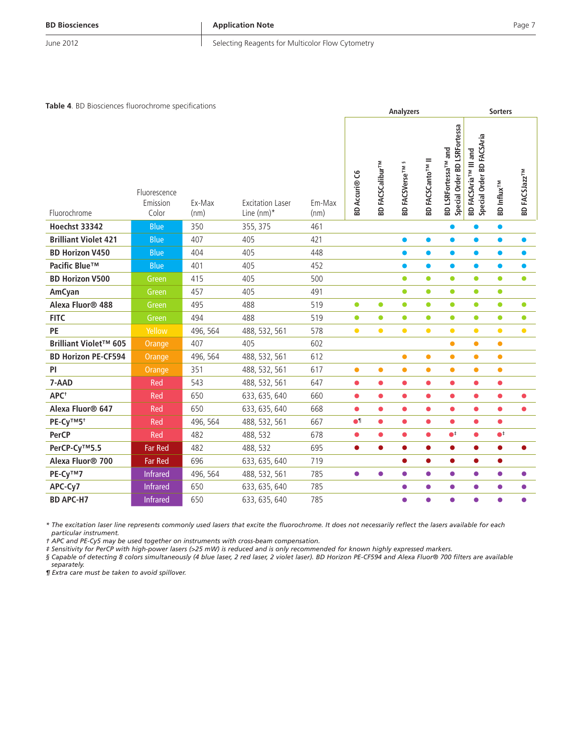**Table 4**. BD Biosciences fluorochrome specifications

| Fluorochrome | Fluorescence Emission Color | Ex-Max (nm) | Excitation Laser Line (nm)* | Em-Max (nm) | Analyzers: BD Accuri® C6 | BD FACSCalibur™ | BD FACSVerse™ § | BD FACSCanto™ II | BD LSRFortessa™ and Special Order BD LSRFortessa | Sorters: BD FACSAria™ III and Special Order BD FACSAria | BD Influx™ | BD FACSJazz™ |
|---|---|---|---|---|---|---|---|---|---|---|---|---|
| Hoechst 33342 | Blue | 350 | 355, 375 | 461 | | | | | ● | ● | ● | |
| Brilliant Violet 421 | Blue | 407 | 405 | 421 | | | ● | ● | ● | ● | ● | ● |
| BD Horizon V450 | Blue | 404 | 405 | 448 | | | ● | ● | ● | ● | ● | ● |
| Pacific Blue™ | Blue | 401 | 405 | 452 | | | ● | ● | ● | ● | ● | ● |
| BD Horizon V500 | Green | 415 | 405 | 500 | | | ● | ● | ● | ● | ● | ● |
| AmCyan | Green | 457 | 405 | 491 | | | ● | ● | ● | ● | ● | |
| Alexa Fluor® 488 | Green | 495 | 488 | 519 | ● | ● | ● | ● | ● | ● | ● | ● |
| FITC | Green | 494 | 488 | 519 | ● | ● | ● | ● | ● | ● | ● | ● |
| PE | Yellow | 496, 564 | 488, 532, 561 | 578 | ● | ● | ● | ● | ● | ● | ● | ● |
| Brilliant Violet™ 605 | Orange | 407 | 405 | 602 | | | | | ● | ● | ● | |
| BD Horizon PE-CF594 | Orange | 496, 564 | 488, 532, 561 | 612 | | | ● | ● | ● | ● | ● | |
| PI | Orange | 351 | 488, 532, 561 | 617 | ● | ● | ● | ● | ● | ● | ● | |
| 7-AAD | Red | 543 | 488, 532, 561 | 647 | ● | ● | ● | ● | ● | ● | ● | |
| APC† | Red | 650 | 633, 635, 640 | 660 | ● | ● | ● | ● | ● | ● | ● | ● |
| Alexa Fluor® 647 | Red | 650 | 633, 635, 640 | 668 | ● | ● | ● | ● | ● | ● | ● | ● |
| PE-Cy™5† | Red | 496, 564 | 488, 532, 561 | 667 | ●¶ | ● | ● | ● | ● | ● | ● | |
| PerCP | Red | 482 | 488, 532 | 678 | ● | ● | ● | ● | ●‡ | ● | ●‡ | |
| PerCP-Cy™5.5 | Far Red | 482 | 488, 532 | 695 | ● | ● | ● | ● | ● | ● | ● | ● |
| Alexa Fluor® 700 | Far Red | 696 | 633, 635, 640 | 719 | | | ● | ● | ● | ● | ● | |
| PE-Cy™7 | Infrared | 496, 564 | 488, 532, 561 | 785 | ● | ● | ● | ● | ● | ● | ● | ● |
| APC-Cy7 | Infrared | 650 | 633, 635, 640 | 785 | | | ● | ● | ● | ● | ● | ● |
| BD APC-H7 | Infrared | 650 | 633, 635, 640 | 785 | | | ● | ● | ● | ● | ● | ● |

*\* The excitation laser line represents commonly used lasers that excite the fluorochrome. It does not necessarily reflect the lasers available for each particular instrument.*
*† APC and PE-Cy5 may be used together on instruments with cross-beam compensation.*
*‡ Sensitivity for PerCP with high-power lasers (>25 mW) is reduced and is only recommended for known highly expressed markers.*
*§ Capable of detecting 8 colors simultaneously (4 blue laser, 2 red laser, 2 violet laser). BD Horizon PE-CF594 and Alexa Fluor® 700 filters are available separately.*
*¶ Extra care must be taken to avoid spillover.*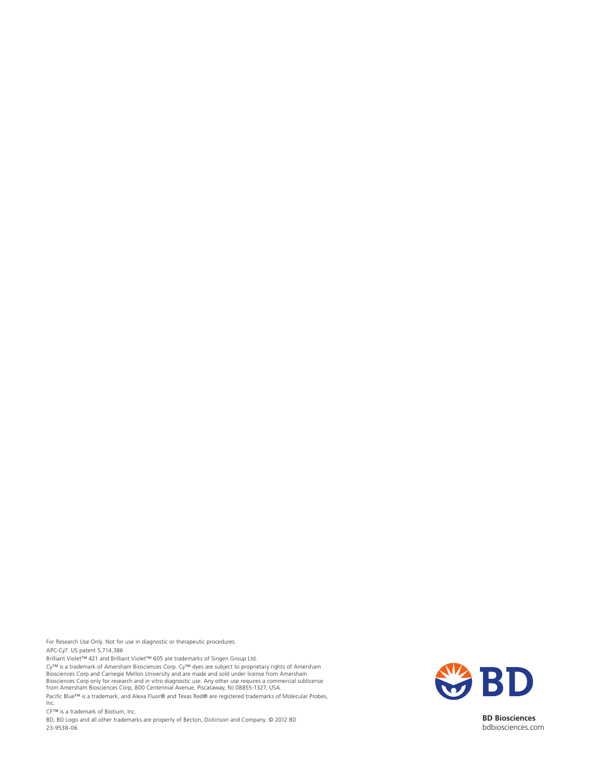For Research Use Only. Not for use in diagnostic or therapeutic procedures.

APC-Cy7: US patent 5,714,386

Brilliant Violet™ 421 and Brilliant Violet™ 605 are trademarks of Sirigen Group Ltd.

Cy™ is a trademark of Amersham Biosciences Corp. Cy™ dyes are subject to proprietary rights of Amersham Biosciences Corp and Carnegie Mellon University and are made and sold under license from Amersham Biosciences Corp only for research and in vitro diagnostic use. Any other use requires a commercial sublicense from Amersham Biosciences Corp, 800 Centennial Avenue, Piscataway, NJ 08855-1327, USA.

Pacific Blue™ is a trademark, and Alexa Fluor® and Texas Red® are registered trademarks of Molecular Probes, Inc.

CF™ is a trademark of Biotium, Inc.

BD, BD Logo and all other trademarks are property of Becton, Dickinson and Company. © 2012 BD

23-9538-06

BD

**BD Biosciences**
bdbiosciences.com